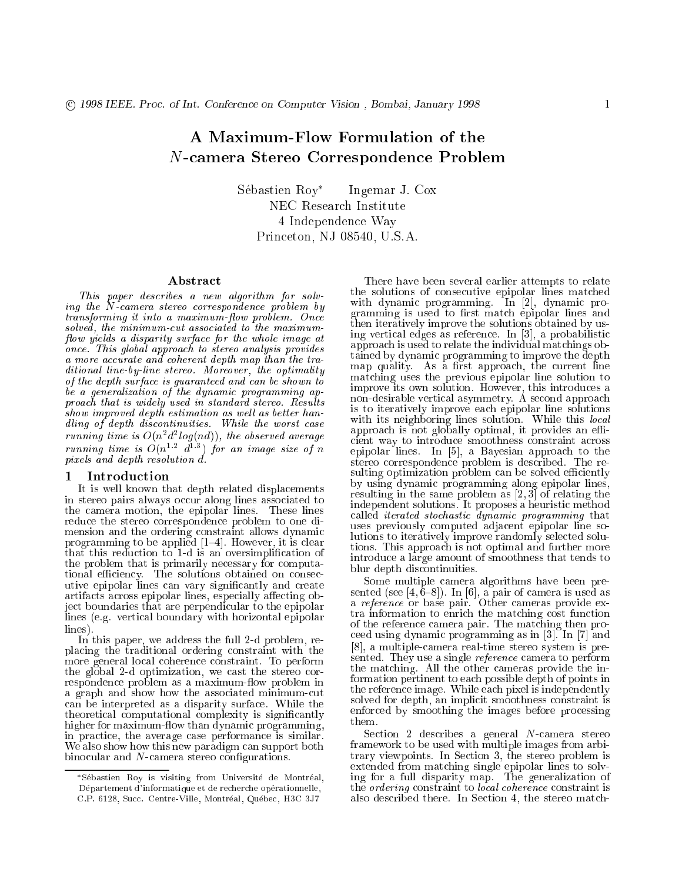# A Maximum-Flow Formulation of the $N$-camera Stereo Correspondence Problem

Sébastien Roy* Ingemar J. Cox
NEC Research Institute
4 Independence Way
Princeton, NJ 08540, U.S.A.

## Abstract

*This paper describes a new algorithm for solving the $N$-camera stereo correspondence problem by transforming it into a maximum-flow problem. Once solved, the minimum-cut associated to the maximum-flow yields a disparity surface for the whole image at once. This global approach to stereo analysis provides a more accurate and coherent depth map than the traditional line-by-line stereo. Moreover, the optimality of the depth surface is guaranteed and can be shown to be a generalization of the dynamic programming approach that is widely used in standard stereo. Results show improved depth estimation as well as better handling of depth discontinuities. While the worst case running time is $O(n^2 d^2 \log(nd))$, the observed average running time is $O(n^{1.2}\ d^{1.3})$ for an image size of $n$ pixels and depth resolution $d$.*

## 1 Introduction

It is well known that depth related displacements in stereo pairs always occur along lines associated to the camera motion, the epipolar lines. These lines reduce the stereo correspondence problem to one dimension and the ordering constraint allows dynamic programming to be applied [1–4]. However, it is clear that this reduction to 1-d is an oversimplification of the problem that is primarily necessary for computational efficiency. The solutions obtained on consecutive epipolar lines can vary significantly and create artifacts across epipolar lines, especially affecting object boundaries that are perpendicular to the epipolar lines (e.g. vertical boundary with horizontal epipolar lines).

In this paper, we address the full 2-d problem, replacing the traditional ordering constraint with the more general local coherence constraint. To perform the global 2-d optimization, we cast the stereo correspondence problem as a maximum-flow problem in a graph and show how the associated minimum-cut can be interpreted as a disparity surface. While the theoretical computational complexity is significantly higher for maximum-flow than dynamic programming, in practice, the average case performance is similar. We also show how this new paradigm can support both binocular and $N$-camera stereo configurations.

There have been several earlier attempts to relate the solutions of consecutive epipolar lines matched with dynamic programming. In [2], dynamic programming is used to first match epipolar lines and then iteratively improve the solutions obtained by using vertical edges as reference. In [3], a probabilistic approach is used to relate the individual matchings obtained by dynamic programming to improve the depth map quality. As a first approach, the current line matching uses the previous epipolar line solution to improve its own solution. However, this introduces a non-desirable vertical asymmetry. A second approach is to iteratively improve each epipolar line solutions with its neighboring lines solution. While this *local* approach is not globally optimal, it provides an efficient way to introduce smoothness constraint across epipolar lines. In [5], a Bayesian approach to the stereo correspondence problem is described. The resulting optimization problem can be solved efficiently by using dynamic programming along epipolar lines, resulting in the same problem as [2, 3] of relating the independent solutions. It proposes a heuristic method called *iterated stochastic dynamic programming* that uses previously computed adjacent epipolar line solutions to iteratively improve randomly selected solutions. This approach is not optimal and further more introduce a large amount of smoothness that tends to blur depth discontinuities.

Some multiple camera algorithms have been presented (see [4, 6–8]). In [6], a pair of camera is used as a *reference* or base pair. Other cameras provide extra information to enrich the matching cost function of the reference camera pair. The matching then proceed using dynamic programming as in [3]. In [7] and [8], a multiple-camera real-time stereo system is presented. They use a single *reference* camera to perform the matching. All the other cameras provide the information pertinent to each possible depth of points in the reference image. While each pixel is independently solved for depth, an implicit smoothness constraint is enforced by smoothing the images before processing them.

Section 2 describes a general $N$-camera stereo framework to be used with multiple images from arbitrary viewpoints. In Section 3, the stereo problem is extended from matching single epipolar lines to solving for a full disparity map. The generalization of the *ordering* constraint to *local coherence* constraint is also described there. In Section 4, the stereo match-

*Sébastien Roy is visiting from Université de Montréal, Département d'informatique et de recherche opérationnelle, C.P. 6128, Succ. Centre-Ville, Montréal, Québec, H3C 3J7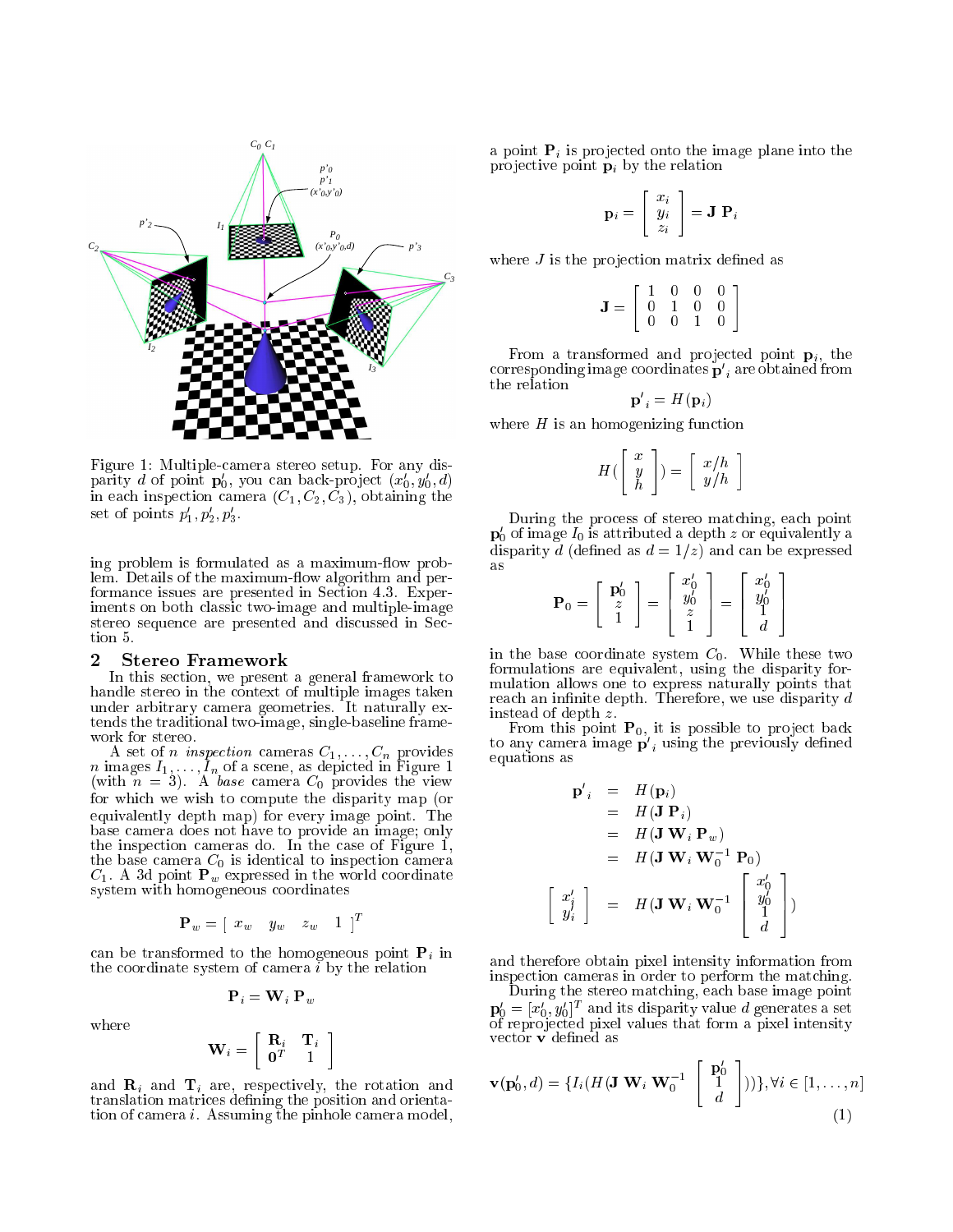Figure 1: Multiple-camera stereo setup. For any disparity $d$ of point $\mathbf{p}'_0$, you can back-project $(x'_0, y'_0, d)$ in each inspection camera $(C_1, C_2, C_3)$, obtaining the set of points $p'_1, p'_2, p'_3$.

ing problem is formulated as a maximum-flow problem. Details of the maximum-flow algorithm and performance issues are presented in Section 4.3. Experiments on both classic two-image and multiple-image stereo sequence are presented and discussed in Section 5.

## 2 Stereo Framework

In this section, we present a general framework to handle stereo in the context of multiple images taken under arbitrary camera geometries. It naturally extends the traditional two-image, single-baseline framework for stereo.

A set of $n$ *inspection* cameras $C_1, \ldots, C_n$ provides $n$ images $I_1, \ldots, I_n$ of a scene, as depicted in Figure 1 (with $n = 3$). A *base* camera $C_0$ provides the view for which we wish to compute the disparity map (or equivalently depth map) for every image point. The base camera does not have to provide an image; only the inspection cameras do. In the case of Figure 1, the base camera $C_0$ is identical to inspection camera $C_1$. A 3d point $\mathbf{P}_w$ expressed in the world coordinate system with homogeneous coordinates

$$\mathbf{P}_w = \begin{bmatrix} x_w & y_w & z_w & 1 \end{bmatrix}^T$$

can be transformed to the homogeneous point $\mathbf{P}_i$ in the coordinate system of camera $i$ by the relation

$$\mathbf{P}_i = \mathbf{W}_i \, \mathbf{P}_w$$

where

$$\mathbf{W}_i = \begin{bmatrix} \mathbf{R}_i & \mathbf{T}_i \\ \mathbf{0}^T & 1 \end{bmatrix}$$

and $\mathbf{R}_i$ and $\mathbf{T}_i$ are, respectively, the rotation and translation matrices defining the position and orientation of camera $i$. Assuming the pinhole camera model, a point $\mathbf{P}_i$ is projected onto the image plane into the projective point $\mathbf{p}_i$ by the relation

$$\mathbf{p}_i = \begin{bmatrix} x_i \\ y_i \\ z_i \end{bmatrix} = \mathbf{J} \, \mathbf{P}_i$$

where $J$ is the projection matrix defined as

$$\mathbf{J} = \begin{bmatrix} 1 & 0 & 0 & 0 \\ 0 & 1 & 0 & 0 \\ 0 & 0 & 1 & 0 \end{bmatrix}$$

From a transformed and projected point $\mathbf{p}_i$, the corresponding image coordinates $\mathbf{p'}_i$ are obtained from the relation

$$\mathbf{p'}_i = H(\mathbf{p}_i)$$

where $H$ is an homogenizing function

$$H(\begin{bmatrix} x \\ y \\ h \end{bmatrix}) = \begin{bmatrix} x/h \\ y/h \end{bmatrix}$$

During the process of stereo matching, each point $\mathbf{p}'_0$ of image $I_0$ is attributed a depth $z$ or equivalently a disparity $d$ (defined as $d = 1/z$) and can be expressed as

$$\mathbf{P}_0 = \begin{bmatrix} \mathbf{p}'_0 \\ z \\ 1 \end{bmatrix} = \begin{bmatrix} x'_0 \\ y'_0 \\ z \\ 1 \end{bmatrix} = \begin{bmatrix} x'_0 \\ y'_0 \\ 1 \\ d \end{bmatrix}$$

in the base coordinate system $C_0$. While these two formulations are equivalent, using the disparity formulation allows one to express naturally points that reach an infinite depth. Therefore, we use disparity $d$ instead of depth $z$.

From this point $\mathbf{P}_0$, it is possible to project back to any camera image $\mathbf{p'}_i$ using the previously defined equations as

$$\begin{aligned} \mathbf{p'}_i &= H(\mathbf{p}_i) \\ &= H(\mathbf{J} \, \mathbf{P}_i) \\ &= H(\mathbf{J} \, \mathbf{W}_i \, \mathbf{P}_w) \\ &= H(\mathbf{J} \, \mathbf{W}_i \, \mathbf{W}_0^{-1} \, \mathbf{P}_0) \\ \begin{bmatrix} x'_i \\ y'_i \end{bmatrix} &= H(\mathbf{J} \, \mathbf{W}_i \, \mathbf{W}_0^{-1} \begin{bmatrix} x'_0 \\ y'_0 \\ 1 \\ d \end{bmatrix}) \end{aligned}$$

and therefore obtain pixel intensity information from inspection cameras in order to perform the matching.

During the stereo matching, each base image point $\mathbf{p}'_0 = [x'_0, y'_0]^T$ and its disparity value $d$ generates a set of reprojected pixel values that form a pixel intensity vector $\mathbf{v}$ defined as

$$\mathbf{v}(\mathbf{p}'_0, d) = \{I_i(H(\mathbf{J} \, \mathbf{W}_i \, \mathbf{W}_0^{-1} \begin{bmatrix} \mathbf{p}'_0 \\ 1 \\ d \end{bmatrix}))\}, \forall i \in [1, \ldots, n] \tag{1}$$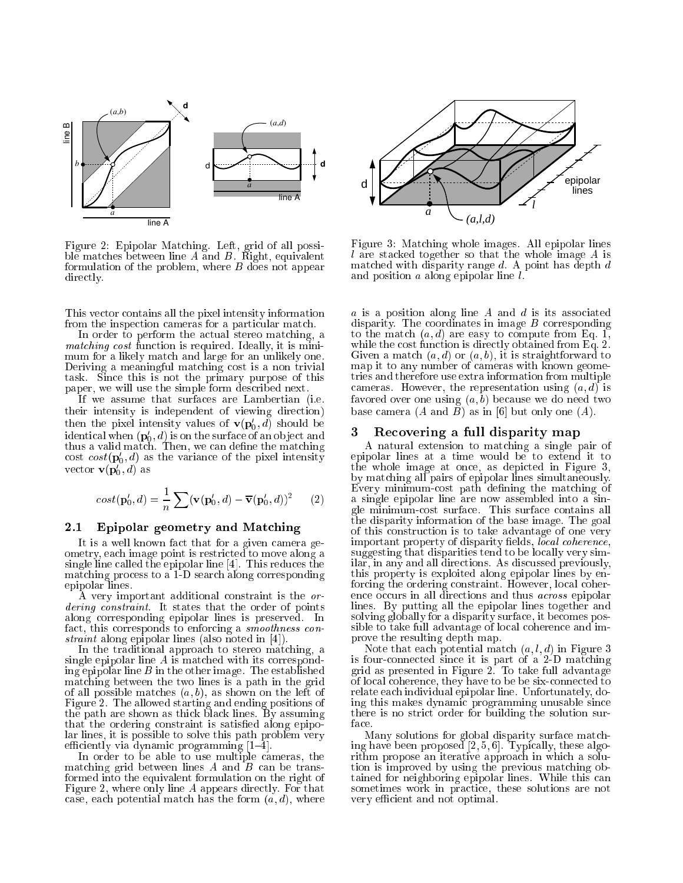Figure 2: Epipolar Matching. Left, grid of all possible matches between line $A$ and $B$. Right, equivalent formulation of the problem, where $B$ does not appear directly.

Figure 3: Matching whole images. All epipolar lines $l$ are stacked together so that the whole image $A$ is matched with disparity range $d$. A point has depth $d$ and position $a$ along epipolar line $l$.

This vector contains all the pixel intensity information from the inspection cameras for a particular match.

In order to perform the actual stereo matching, a *matching cost* function is required. Ideally, it is minimum for a likely match and large for an unlikely one. Deriving a meaningful matching cost is a non trivial task. Since this is not the primary purpose of this paper, we will use the simple form described next.

If we assume that surfaces are Lambertian (i.e. their intensity is independent of viewing direction) then the pixel intensity values of $\mathbf{v}(\mathbf{p}'_0, d)$ should be identical when $(\mathbf{p}'_0, d)$ is on the surface of an object and thus a valid match. Then, we can define the matching cost $cost(\mathbf{p}'_0, d)$ as the variance of the pixel intensity vector $\mathbf{v}(\mathbf{p}'_0, d)$ as

$$cost(\mathbf{p}'_0, d) = \frac{1}{n} \sum (\mathbf{v}(\mathbf{p}'_0, d) - \overline{\mathbf{v}}(\mathbf{p}'_0, d))^2 \qquad (2)$$

### 2.1 Epipolar geometry and Matching

It is a well known fact that for a given camera geometry, each image point is restricted to move along a single line called the epipolar line [4]. This reduces the matching process to a 1-D search along corresponding epipolar lines.

A very important additional constraint is the *ordering constraint*. It states that the order of points along corresponding epipolar lines is preserved. In fact, this corresponds to enforcing a *smoothness constraint* along epipolar lines (also noted in [4]).

In the traditional approach to stereo matching, a single epipolar line $A$ is matched with its corresponding epipolar line $B$ in the other image. The established matching between the two lines is a path in the grid of all possible matches $(a, b)$, as shown on the left of Figure 2. The allowed starting and ending positions of the path are shown as thick black lines. By assuming that the ordering constraint is satisfied along epipolar lines, it is possible to solve this path problem very efficiently via dynamic programming [1–4].

In order to be able to use multiple cameras, the matching grid between lines $A$ and $B$ can be transformed into the equivalent formulation on the right of Figure 2, where only line $A$ appears directly. For that case, each potential match has the form $(a, d)$, where $a$ is a position along line $A$ and $d$ is its associated disparity. The coordinates in image $B$ corresponding to the match $(a, d)$ are easy to compute from Eq. 1, while the cost function is directly obtained from Eq. 2. Given a match $(a, d)$ or $(a, b)$, it is straightforward to map it to any number of cameras with known geometries and therefore use extra information from multiple cameras. However, the representation using $(a, d)$ is favored over one using $(a, b)$ because we do need two base camera ($A$ and $B$) as in [6] but only one ($A$).

## 3 Recovering a full disparity map

A natural extension to matching a single pair of epipolar lines at a time would be to extend it to the whole image at once, as depicted in Figure 3, by matching all pairs of epipolar lines simultaneously. Every minimum-cost path defining the matching of a single epipolar line are now assembled into a single minimum-cost surface. This surface contains all the disparity information of the base image. The goal of this construction is to take advantage of one very important property of disparity fields, *local coherence*, suggesting that disparities tend to be locally very similar, in any and all directions. As discussed previously, this property is exploited along epipolar lines by enforcing the ordering constraint. However, local coherence occurs in all directions and thus *across* epipolar lines. By putting all the epipolar lines together and solving globally for a disparity surface, it becomes possible to take full advantage of local coherence and improve the resulting depth map.

Note that each potential match $(a, l, d)$ in Figure 3 is four-connected since it is part of a 2-D matching grid as presented in Figure 2. To take full advantage of local coherence, they have to be be six-connected to relate each individual epipolar line. Unfortunately, doing this makes dynamic programming unusable since there is no strict order for building the solution surface.

Many solutions for global disparity surface matching have been proposed [2, 5, 6]. Typically, these algorithm propose an iterative approach in which a solution is improved by using the previous matching obtained for neighboring epipolar lines. While this can sometimes work in practice, these solutions are not very efficient and not optimal.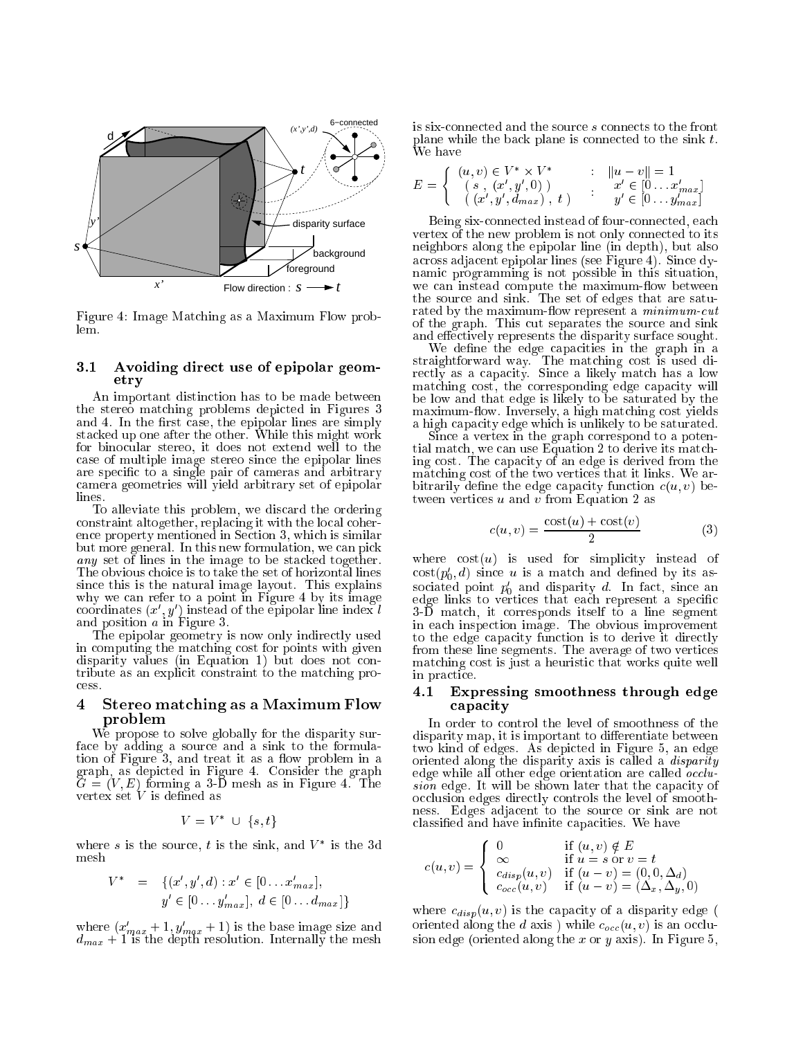Figure 4: Image Matching as a Maximum Flow problem.

### 3.1 Avoiding direct use of epipolar geometry

An important distinction has to be made between the stereo matching problems depicted in Figures 3 and 4. In the first case, the epipolar lines are simply stacked up one after the other. While this might work for binocular stereo, it does not extend well to the case of multiple image stereo since the epipolar lines are specific to a single pair of cameras and arbitrary camera geometries will yield arbitrary set of epipolar lines.

To alleviate this problem, we discard the ordering constraint altogether, replacing it with the local coherence property mentioned in Section 3, which is similar but more general. In this new formulation, we can pick *any* set of lines in the image to be stacked together. The obvious choice is to take the set of horizontal lines since this is the natural image layout. This explains why we can refer to a point in Figure 4 by its image coordinates $(x', y')$ instead of the epipolar line index $l$ and position $a$ in Figure 3.

The epipolar geometry is now only indirectly used in computing the matching cost for points with given disparity values (in Equation 1) but does not contribute as an explicit constraint to the matching process.

## 4 Stereo matching as a Maximum Flow problem

We propose to solve globally for the disparity surface by adding a source and a sink to the formulation of Figure 3, and treat it as a flow problem in a graph, as depicted in Figure 4. Consider the graph $G = (V, E)$ forming a 3-D mesh as in Figure 4. The vertex set $V$ is defined as

$$V = V^* \cup \{s, t\}$$

where $s$ is the source, $t$ is the sink, and $V^*$ is the 3d mesh

$$V^* = \{(x', y', d) : x' \in [0 \ldots x'_{max}], \; y' \in [0 \ldots y'_{max}], \; d \in [0 \ldots d_{max}]\}$$

where $(x'_{max}+1, y'_{max}+1)$ is the base image size and $d_{max}+1$ is the depth resolution. Internally the mesh is six-connected and the source $s$ connects to the front plane while the back plane is connected to the sink $t$. We have

$$E = \left\{ \begin{array}{lcl} (u,v) \in V^* \times V^* & : & \|u - v\| = 1 \\ (\, s \,,\, (x', y', 0)\,) & : & x' \in [0 \ldots x'_{max}] \\ (\, (x', y', d_{max}) \,,\, t \,) & & y' \in [0 \ldots y'_{max}] \end{array} \right.$$

Being six-connected instead of four-connected, each vertex of the new problem is not only connected to its neighbors along the epipolar line (in depth), but also across adjacent epipolar lines (see Figure 4). Since dynamic programming is not possible in this situation, we can instead compute the maximum-flow between the source and sink. The set of edges that are saturated by the maximum-flow represent a *minimum-cut* of the graph. This cut separates the source and sink and effectively represents the disparity surface sought.

We define the edge capacities in the graph in a straightforward way. The matching cost is used directly as a capacity. Since a likely match has a low matching cost, the corresponding edge capacity will be low and that edge is likely to be saturated by the maximum-flow. Inversely, a high matching cost yields a high capacity edge which is unlikely to be saturated.

Since a vertex in the graph correspond to a potential match, we can use Equation 2 to derive its matching cost. The capacity of an edge is derived from the matching cost of the two vertices that it links. We arbitrarily define the edge capacity function $c(u, v)$ between vertices $u$ and $v$ from Equation 2 as

$$c(u,v) = \frac{\text{cost}(u) + \text{cost}(v)}{2} \tag{3}$$

where $\text{cost}(u)$ is used for simplicity instead of $\text{cost}(p'_0, d)$ since $u$ is a match and defined by its associated point $p'_0$ and disparity $d$. In fact, since an edge links to vertices that each represent a specific 3-D match, it corresponds itself to a line segment in each inspection image. The obvious improvement to the edge capacity function is to derive it directly from these line segments. The average of two vertices matching cost is just a heuristic that works quite well in practice.

### 4.1 Expressing smoothness through edge capacity

In order to control the level of smoothness of the disparity map, it is important to differentiate between two kind of edges. As depicted in Figure 5, an edge oriented along the disparity axis is called a *disparity* edge while all other edge orientation are called *occlusion* edge. It will be shown later that the capacity of occlusion edges directly controls the level of smoothness. Edges adjacent to the source or sink are not classified and have infinite capacities. We have

$$c(u,v) = \left\{ \begin{array}{ll} 0 & \text{if } (u,v) \notin E \\ \infty & \text{if } u = s \text{ or } v = t \\ c_{disp}(u,v) & \text{if } (u - v) = (0, 0, \Delta_d) \\ c_{occ}(u,v) & \text{if } (u - v) = (\Delta_x, \Delta_y, 0) \end{array} \right.$$

where $c_{disp}(u, v)$ is the capacity of a disparity edge ( oriented along the $d$ axis ) while $c_{occ}(u, v)$ is an occlusion edge (oriented along the $x$ or $y$ axis). In Figure 5,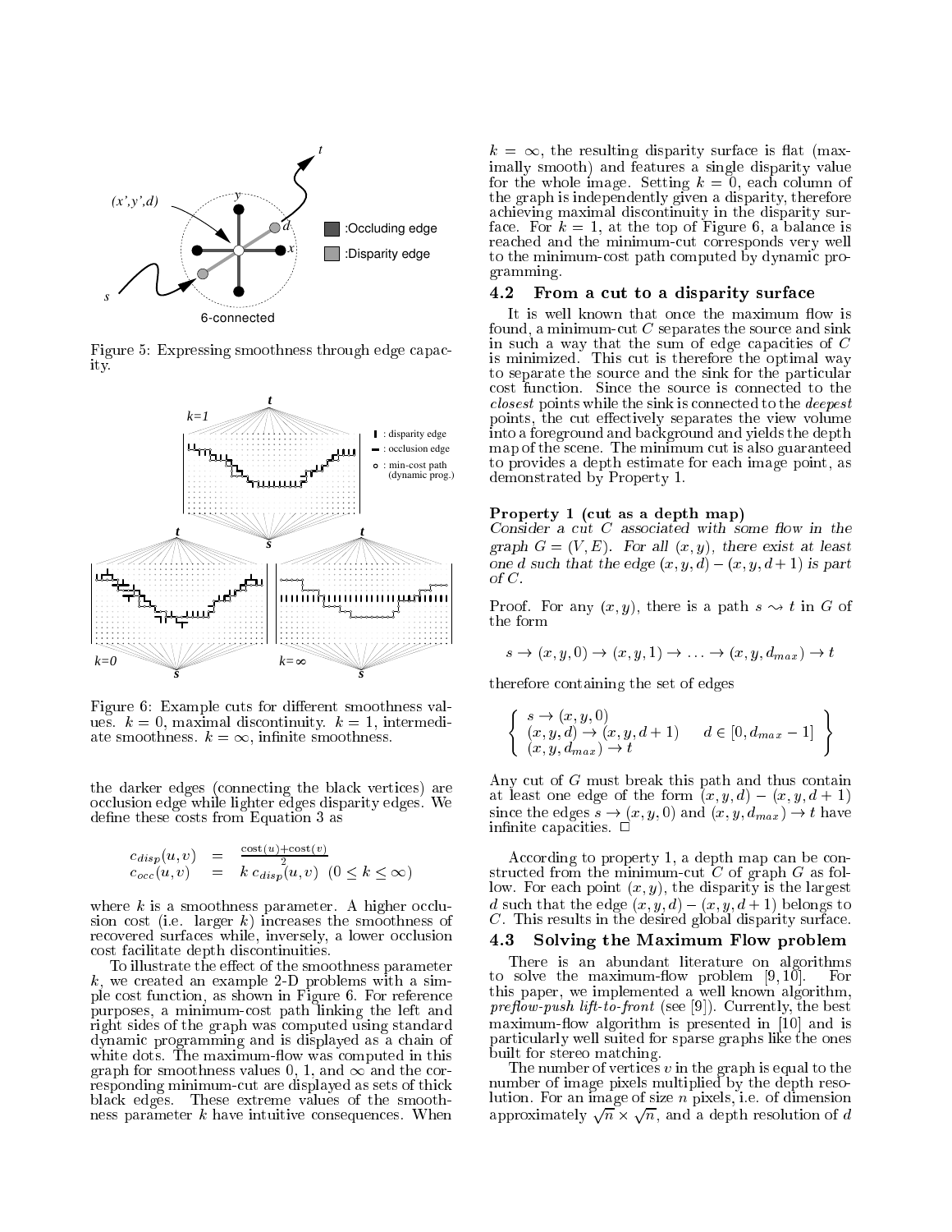Figure 5: Expressing smoothness through edge capacity.

Figure 6: Example cuts for different smoothness values. $k = 0$, maximal discontinuity. $k = 1$, intermediate smoothness. $k = \infty$, infinite smoothness.

the darker edges (connecting the black vertices) are occlusion edge while lighter edges disparity edges. We define these costs from Equation 3 as

$$\begin{aligned} c_{disp}(u,v) &= \frac{\text{cost}(u)+\text{cost}(v)}{2} \\ c_{occ}(u,v) &= k\, c_{disp}(u,v) \;\; (0 \le k \le \infty) \end{aligned}$$

where $k$ is a smoothness parameter. A higher occlusion cost (i.e. larger $k$) increases the smoothness of recovered surfaces while, inversely, a lower occlusion cost facilitate depth discontinuities.

To illustrate the effect of the smoothness parameter $k$, we created an example 2-D problems with a simple cost function, as shown in Figure 6. For reference purposes, a minimum-cost path linking the left and right sides of the graph was computed using standard dynamic programming and is displayed as a chain of white dots. The maximum-flow was computed in this graph for smoothness values 0, 1, and $\infty$ and the corresponding minimum-cut are displayed as sets of thick black edges. These extreme values of the smoothness parameter $k$ have intuitive consequences. When $k = \infty$, the resulting disparity surface is flat (maximally smooth) and features a single disparity value for the whole image. Setting $k = 0$, each column of the graph is independently given a disparity, therefore achieving maximal discontinuity in the disparity surface. For $k = 1$, at the top of Figure 6, a balance is reached and the minimum-cut corresponds very well to the minimum-cost path computed by dynamic programming.

## 4.2 From a cut to a disparity surface

It is well known that once the maximum flow is found, a minimum-cut $C$ separates the source and sink in such a way that the sum of edge capacities of $C$ is minimized. This cut is therefore the optimal way to separate the source and the sink for the particular cost function. Since the source is connected to the *closest* points while the sink is connected to the *deepest* points, the cut effectively separates the view volume into a foreground and background and yields the depth map of the scene. The minimum cut is also guaranteed to provides a depth estimate for each image point, as demonstrated by Property 1.

**Property 1 (cut as a depth map)**
*Consider a cut $C$ associated with some flow in the graph $G = (V, E)$. For all $(x, y)$, there exist at least one $d$ such that the edge $(x, y, d) - (x, y, d+1)$ is part of $C$.*

Proof. For any $(x, y)$, there is a path $s \leadsto t$ in $G$ of the form

$$s \rightarrow (x,y,0) \rightarrow (x,y,1) \rightarrow \ldots \rightarrow (x,y,d_{max}) \rightarrow t$$

therefore containing the set of edges

$$\left\{ \begin{array}{ll} s \rightarrow (x,y,0) & \\ (x,y,d) \rightarrow (x,y,d+1) & d \in [0, d_{max}-1] \\ (x,y,d_{max}) \rightarrow t & \end{array} \right\}$$

Any cut of $G$ must break this path and thus contain at least one edge of the form $(x, y, d) - (x, y, d+1)$ since the edges $s \rightarrow (x, y, 0)$ and $(x, y, d_{max}) \rightarrow t$ have infinite capacities. □

According to property 1, a depth map can be constructed from the minimum-cut $C$ of graph $G$ as follow. For each point $(x, y)$, the disparity is the largest $d$ such that the edge $(x, y, d) - (x, y, d+1)$ belongs to $C$. This results in the desired global disparity surface.

## 4.3 Solving the Maximum Flow problem

There is an abundant literature on algorithms to solve the maximum-flow problem [9, 10]. For this paper, we implemented a well known algorithm, *preflow-push lift-to-front* (see [9]). Currently, the best maximum-flow algorithm is presented in [10] and is particularly well suited for sparse graphs like the ones built for stereo matching.

The number of vertices $v$ in the graph is equal to the number of image pixels multiplied by the depth resolution. For an image of size $n$ pixels, i.e. of dimension approximately $\sqrt{n} \times \sqrt{n}$, and a depth resolution of $d$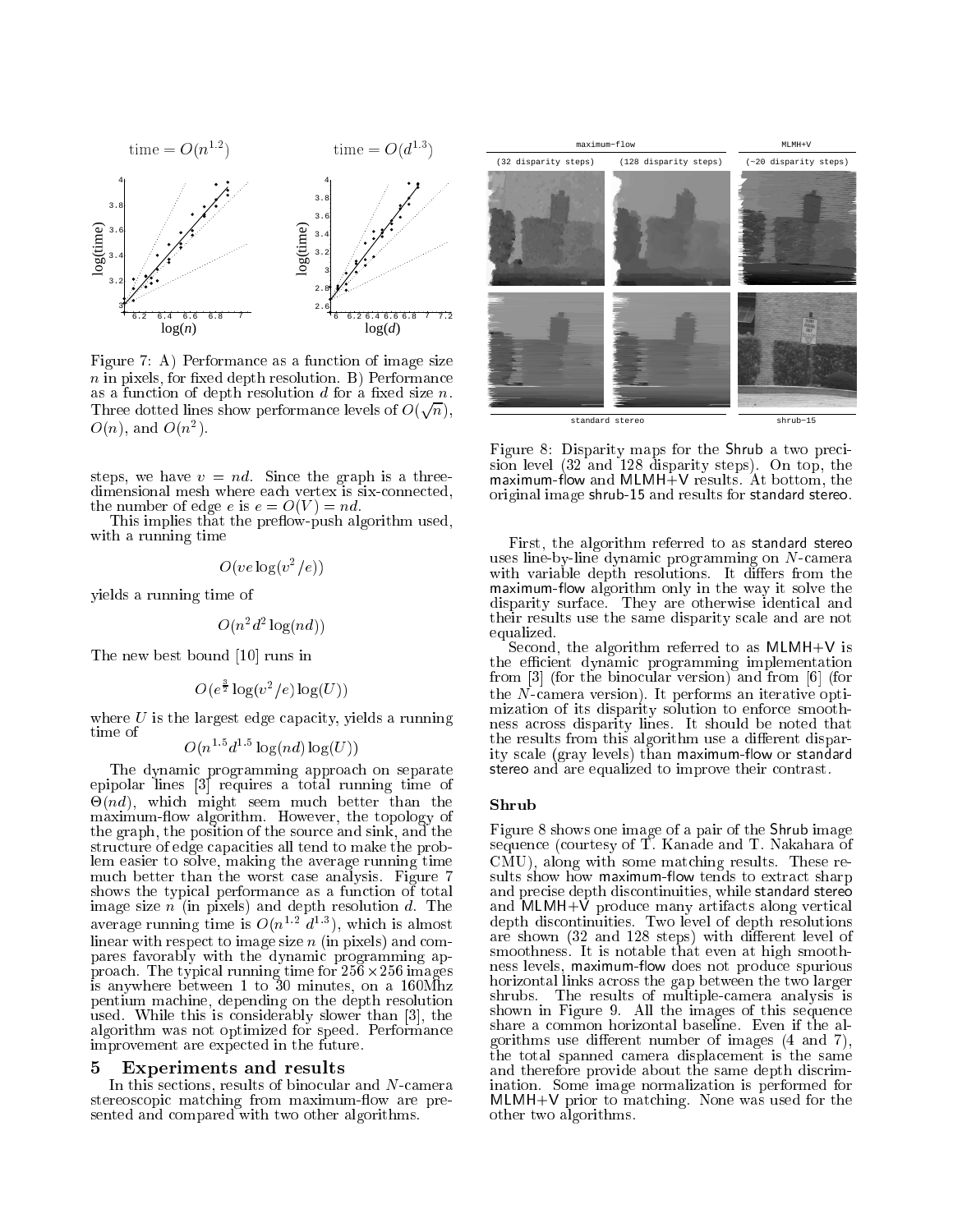Figure 7: A) Performance as a function of image size $n$ in pixels, for fixed depth resolution. B) Performance as a function of depth resolution $d$ for a fixed size $n$. Three dotted lines show performance levels of $O(\sqrt{n})$, $O(n)$, and $O(n^2)$.

steps, we have $v = nd$. Since the graph is a three-dimensional mesh where each vertex is six-connected, the number of edge $e$ is $e = O(V) = nd$.

This implies that the preflow-push algorithm used, with a running time

$$O(ve \log(v^2/e))$$

yields a running time of

$$O(n^2 d^2 \log(nd))$$

The new best bound [10] runs in

$$O(e^{\frac{3}{2}} \log(v^2/e) \log(U))$$

where $U$ is the largest edge capacity, yields a running time of

$$O(n^{1.5} d^{1.5} \log(nd) \log(U))$$

The dynamic programming approach on separate epipolar lines [3] requires a total running time of $\Theta(nd)$, which might seem much better than the maximum-flow algorithm. However, the topology of the graph, the position of the source and sink, and the structure of edge capacities all tend to make the problem easier to solve, making the average running time much better than the worst case analysis. Figure 7 shows the typical performance as a function of total image size $n$ (in pixels) and depth resolution $d$. The average running time is $O(n^{1.2}\ d^{1.3})$, which is almost linear with respect to image size $n$ (in pixels) and compares favorably with the dynamic programming approach. The typical running time for $256 \times 256$ images is anywhere between 1 to 30 minutes, on a 160Mhz pentium machine, depending on the depth resolution used. While this is considerably slower than [3], the algorithm was not optimized for speed. Performance improvement are expected in the future.

# 5 Experiments and results

In this sections, results of binocular and $N$-camera stereoscopic matching from maximum-flow are presented and compared with two other algorithms.

Figure 8: Disparity maps for the Shrub a two precision level (32 and 128 disparity steps). On top, the maximum-flow and MLMH+V results. At bottom, the original image shrub-15 and results for standard stereo.

First, the algorithm referred to as standard stereo uses line-by-line dynamic programming on $N$-camera with variable depth resolutions. It differs from the maximum-flow algorithm only in the way it solve the disparity surface. They are otherwise identical and their results use the same disparity scale and are not equalized.

Second, the algorithm referred to as MLMH+V is the efficient dynamic programming implementation from [3] (for the binocular version) and from [6] (for the $N$-camera version). It performs an iterative optimization of its disparity solution to enforce smoothness across disparity lines. It should be noted that the results from this algorithm use a different disparity scale (gray levels) than maximum-flow or standard stereo and are equalized to improve their contrast.

### Shrub

Figure 8 shows one image of a pair of the Shrub image sequence (courtesy of T. Kanade and T. Nakahara of CMU), along with some matching results. These results show how maximum-flow tends to extract sharp and precise depth discontinuities, while standard stereo and MLMH+V produce many artifacts along vertical depth discontinuities. Two level of depth resolutions are shown (32 and 128 steps) with different level of smoothness. It is notable that even at high smoothness levels, maximum-flow does not produce spurious horizontal links across the gap between the two larger shrubs. The results of multiple-camera analysis is shown in Figure 9. All the images of this sequence share a common horizontal baseline. Even if the algorithms use different number of images (4 and 7), the total spanned camera displacement is the same and therefore provide about the same depth discrimination. Some image normalization is performed for MLMH+V prior to matching. None was used for the other two algorithms.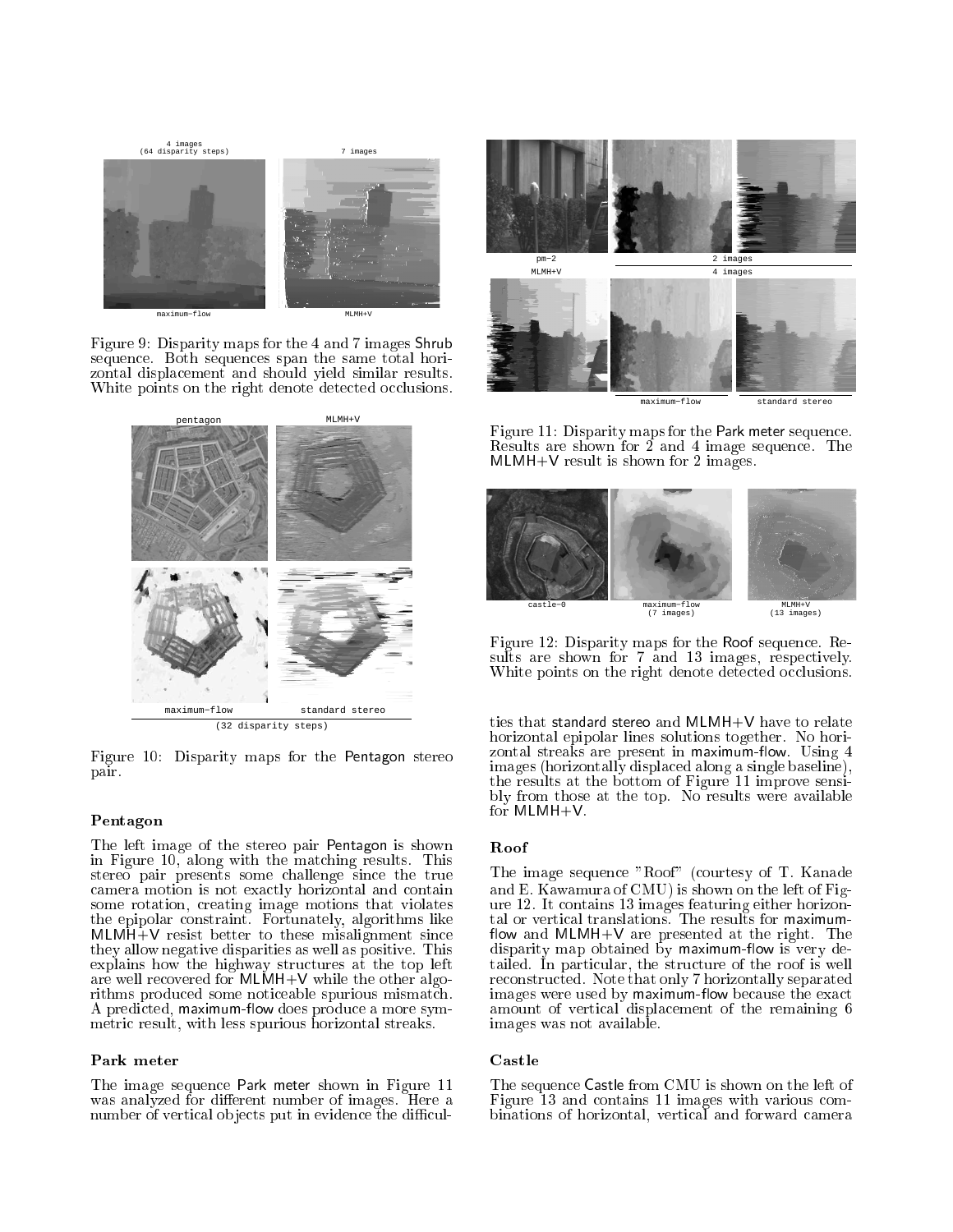Figure 9: Disparity maps for the 4 and 7 images Shrub sequence. Both sequences span the same total horizontal displacement and should yield similar results. White points on the right denote detected occlusions.

Figure 10: Disparity maps for the Pentagon stereo pair.

### Pentagon

The left image of the stereo pair Pentagon is shown in Figure 10, along with the matching results. This stereo pair presents some challenge since the true camera motion is not exactly horizontal and contain some rotation, creating image motions that violates the epipolar constraint. Fortunately, algorithms like MLMH+V resist better to these misalignment since they allow negative disparities as well as positive. This explains how the highway structures at the top left are well recovered for MLMH+V while the other algorithms produced some noticeable spurious mismatch. A predicted, maximum-flow does produce a more symmetric result, with less spurious horizontal streaks.

### Park meter

The image sequence Park meter shown in Figure 11 was analyzed for different number of images. Here a number of vertical objects put in evidence the difficulties that standard stereo and MLMH+V have to relate horizontal epipolar lines solutions together. No horizontal streaks are present in maximum-flow. Using 4 images (horizontally displaced along a single baseline), the results at the bottom of Figure 11 improve sensibly from those at the top. No results were available for MLMH+V.

Figure 11: Disparity maps for the Park meter sequence. Results are shown for 2 and 4 image sequence. The MLMH+V result is shown for 2 images.

Figure 12: Disparity maps for the Roof sequence. Results are shown for 7 and 13 images, respectively. White points on the right denote detected occlusions.

### Roof

The image sequence "Roof" (courtesy of T. Kanade and E. Kawamura of CMU) is shown on the left of Figure 12. It contains 13 images featuring either horizontal or vertical translations. The results for maximum-flow and MLMH+V are presented at the right. The disparity map obtained by maximum-flow is very detailed. In particular, the structure of the roof is well reconstructed. Note that only 7 horizontally separated images were used by maximum-flow because the exact amount of vertical displacement of the remaining 6 images was not available.

### Castle

The sequence Castle from CMU is shown on the left of Figure 13 and contains 11 images with various combinations of horizontal, vertical and forward camera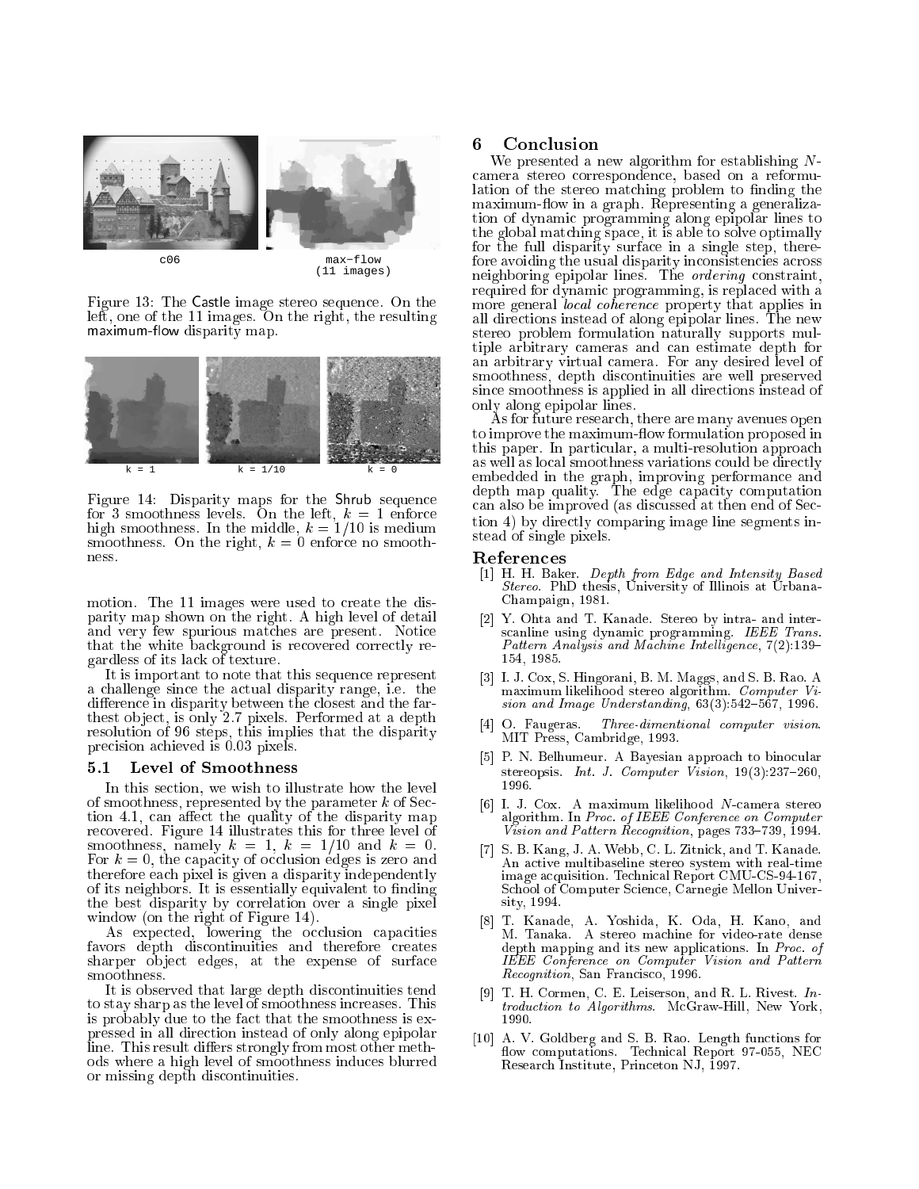c06

max-flow
(11 images)

Figure 13: The Castle image stereo sequence. On the left, one of the 11 images. On the right, the resulting maximum-flow disparity map.

k = 1

k = 1/10

k = 0

Figure 14: Disparity maps for the Shrub sequence for 3 smoothness levels. On the left, $k = 1$ enforce high smoothness. In the middle, $k = 1/10$ is medium smoothness. On the right, $k = 0$ enforce no smoothness.

motion. The 11 images were used to create the disparity map shown on the right. A high level of detail and very few spurious matches are present. Notice that the white background is recovered correctly regardless of its lack of texture.

It is important to note that this sequence represent a challenge since the actual disparity range, i.e. the difference in disparity between the closest and the farthest object, is only 2.7 pixels. Performed at a depth resolution of 96 steps, this implies that the disparity precision achieved is 0.03 pixels.

### 5.1 Level of Smoothness

In this section, we wish to illustrate how the level of smoothness, represented by the parameter $k$ of Section 4.1, can affect the quality of the disparity map recovered. Figure 14 illustrates this for three level of smoothness, namely $k = 1$, $k = 1/10$ and $k = 0$. For $k = 0$, the capacity of occlusion edges is zero and therefore each pixel is given a disparity independently of its neighbors. It is essentially equivalent to finding the best disparity by correlation over a single pixel window (on the right of Figure 14).

As expected, lowering the occlusion capacities favors depth discontinuities and therefore creates sharper object edges, at the expense of surface smoothness.

It is observed that large depth discontinuities tend to stay sharp as the level of smoothness increases. This is probably due to the fact that the smoothness is expressed in all direction instead of only along epipolar line. This result differs strongly from most other methods where a high level of smoothness induces blurred or missing depth discontinuities.

## 6 Conclusion

We presented a new algorithm for establishing $N$-camera stereo correspondence, based on a reformulation of the stereo matching problem to finding the maximum-flow in a graph. Representing a generalization of dynamic programming along epipolar lines to the global matching space, it is able to solve optimally for the full disparity surface in a single step, therefore avoiding the usual disparity inconsistencies across neighboring epipolar lines. The *ordering* constraint, required for dynamic programming, is replaced with a more general *local coherence* property that applies in all directions instead of along epipolar lines. The new stereo problem formulation naturally supports multiple arbitrary cameras and can estimate depth for an arbitrary virtual camera. For any desired level of smoothness, depth discontinuities are well preserved since smoothness is applied in all directions instead of only along epipolar lines.

As for future research, there are many avenues open to improve the maximum-flow formulation proposed in this paper. In particular, a multi-resolution approach as well as local smoothness variations could be directly embedded in the graph, improving performance and depth map quality. The edge capacity computation can also be improved (as discussed at then end of Section 4) by directly comparing image line segments instead of single pixels.

## References

[1] H. H. Baker. *Depth from Edge and Intensity Based Stereo*. PhD thesis, University of Illinois at Urbana-Champaign, 1981.

[2] Y. Ohta and T. Kanade. Stereo by intra- and inter-scanline using dynamic programming. *IEEE Trans. Pattern Analysis and Machine Intelligence*, 7(2):139–154, 1985.

[3] I. J. Cox, S. Hingorani, B. M. Maggs, and S. B. Rao. A maximum likelihood stereo algorithm. *Computer Vision and Image Understanding*, 63(3):542–567, 1996.

[4] O. Faugeras. *Three-dimentional computer vision*. MIT Press, Cambridge, 1993.

[5] P. N. Belhumeur. A Bayesian approach to binocular stereopsis. *Int. J. Computer Vision*, 19(3):237–260, 1996.

[6] I. J. Cox. A maximum likelihood $N$-camera stereo algorithm. In *Proc. of IEEE Conference on Computer Vision and Pattern Recognition*, pages 733–739, 1994.

[7] S. B. Kang, J. A. Webb, C. L. Zitnick, and T. Kanade. An active multibaseline stereo system with real-time image acquisition. Technical Report CMU-CS-94-167, School of Computer Science, Carnegie Mellon University, 1994.

[8] T. Kanade, A. Yoshida, K. Oda, H. Kano, and M. Tanaka. A stereo machine for video-rate dense depth mapping and its new applications. In *Proc. of IEEE Conference on Computer Vision and Pattern Recognition*, San Francisco, 1996.

[9] T. H. Cormen, C. E. Leiserson, and R. L. Rivest. *Introduction to Algorithms*. McGraw-Hill, New York, 1990.

[10] A. V. Goldberg and S. B. Rao. Length functions for flow computations. Technical Report 97-055, NEC Research Institute, Princeton NJ, 1997.